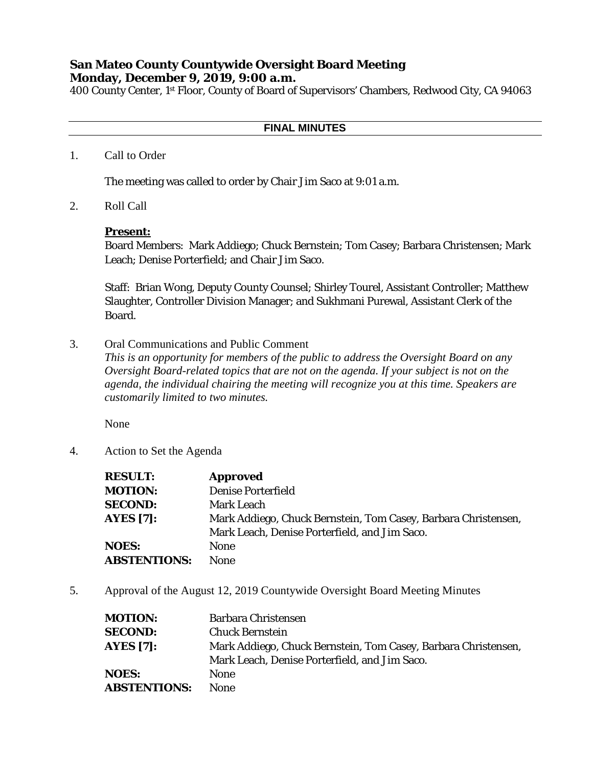**San Mateo County Countywide Oversight Board Meeting**
**Monday, December 9, 2019, 9:00 a.m.**
400 County Center, 1st Floor, County of Board of Supervisors' Chambers, Redwood City, CA 94063

---

**FINAL MINUTES**

---

1. Call to Order

   The meeting was called to order by Chair Jim Saco at 9:01 a.m.

2. Roll Call

   **Present:**
   Board Members: Mark Addiego; Chuck Bernstein; Tom Casey; Barbara Christensen; Mark Leach; Denise Porterfield; and Chair Jim Saco.

   Staff: Brian Wong, Deputy County Counsel; Shirley Tourel, Assistant Controller; Matthew Slaughter, Controller Division Manager; and Sukhmani Purewal, Assistant Clerk of the Board.

3. Oral Communications and Public Comment
   *This is an opportunity for members of the public to address the Oversight Board on any Oversight Board-related topics that are not on the agenda. If your subject is not on the agenda, the individual chairing the meeting will recognize you at this time. Speakers are customarily limited to two minutes.*

   None

4. Action to Set the Agenda

| | |
|---|---|
| **RESULT:** | **Approved** |
| **MOTION:** | Denise Porterfield |
| **SECOND:** | Mark Leach |
| **AYES [7]:** | Mark Addiego, Chuck Bernstein, Tom Casey, Barbara Christensen, Mark Leach, Denise Porterfield, and Jim Saco. |
| **NOES:** | None |
| **ABSTENTIONS:** | None |

5. Approval of the August 12, 2019 Countywide Oversight Board Meeting Minutes

| | |
|---|---|
| **MOTION:** | Barbara Christensen |
| **SECOND:** | Chuck Bernstein |
| **AYES [7]:** | Mark Addiego, Chuck Bernstein, Tom Casey, Barbara Christensen, Mark Leach, Denise Porterfield, and Jim Saco. |
| **NOES:** | None |
| **ABSTENTIONS:** | None |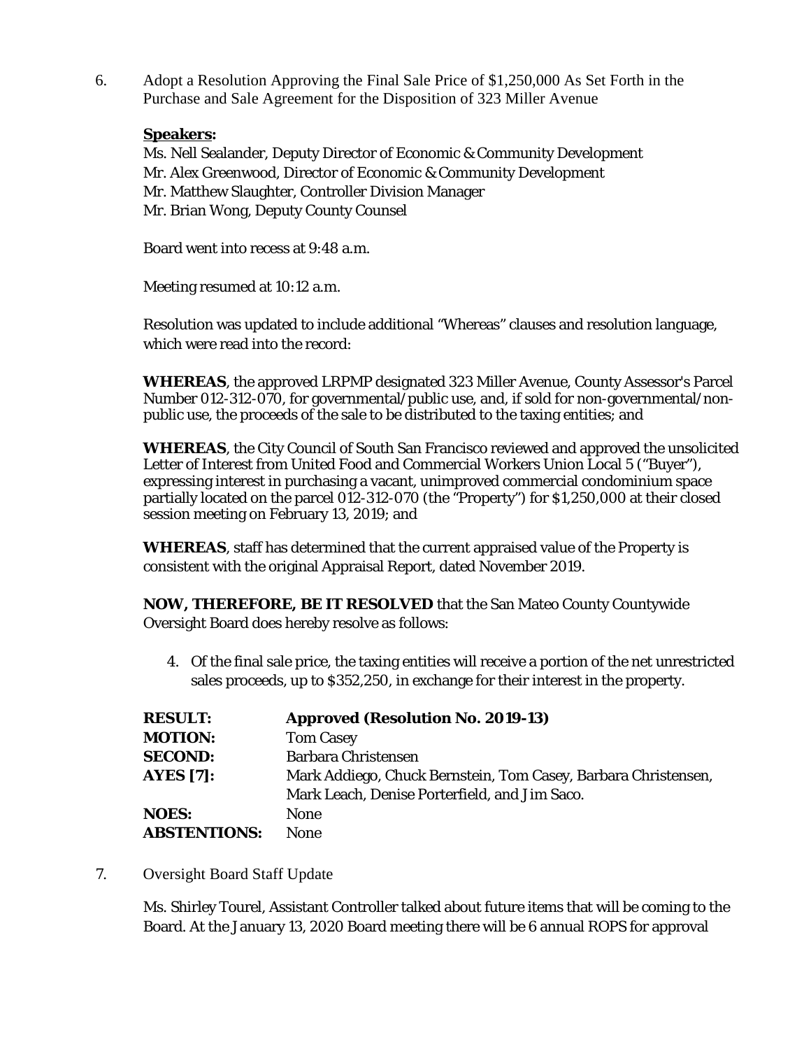6. Adopt a Resolution Approving the Final Sale Price of $1,250,000 As Set Forth in the Purchase and Sale Agreement for the Disposition of 323 Miller Avenue

   **Speakers:**
   Ms. Nell Sealander, Deputy Director of Economic & Community Development
   Mr. Alex Greenwood, Director of Economic & Community Development
   Mr. Matthew Slaughter, Controller Division Manager
   Mr. Brian Wong, Deputy County Counsel

   Board went into recess at 9:48 a.m.

   Meeting resumed at 10:12 a.m.

   Resolution was updated to include additional "Whereas" clauses and resolution language, which were read into the record:

   **WHEREAS**, the approved LRPMP designated 323 Miller Avenue, County Assessor's Parcel Number 012-312-070, for governmental/public use, and, if sold for non-governmental/non-public use, the proceeds of the sale to be distributed to the taxing entities; and

   **WHEREAS**, the City Council of South San Francisco reviewed and approved the unsolicited Letter of Interest from United Food and Commercial Workers Union Local 5 ("Buyer"), expressing interest in purchasing a vacant, unimproved commercial condominium space partially located on the parcel 012-312-070 (the "Property") for $1,250,000 at their closed session meeting on February 13, 2019; and

   **WHEREAS**, staff has determined that the current appraised value of the Property is consistent with the original Appraisal Report, dated November 2019.

   **NOW, THEREFORE, BE IT RESOLVED** that the San Mateo County Countywide Oversight Board does hereby resolve as follows:

   4. Of the final sale price, the taxing entities will receive a portion of the net unrestricted sales proceeds, up to $352,250, in exchange for their interest in the property.

| | |
|---|---|
| **RESULT:** | **Approved (Resolution No. 2019-13)** |
| **MOTION:** | Tom Casey |
| **SECOND:** | Barbara Christensen |
| **AYES [7]:** | Mark Addiego, Chuck Bernstein, Tom Casey, Barbara Christensen, Mark Leach, Denise Porterfield, and Jim Saco. |
| **NOES:** | None |
| **ABSTENTIONS:** | None |

7. Oversight Board Staff Update

   Ms. Shirley Tourel, Assistant Controller talked about future items that will be coming to the Board. At the January 13, 2020 Board meeting there will be 6 annual ROPS for approval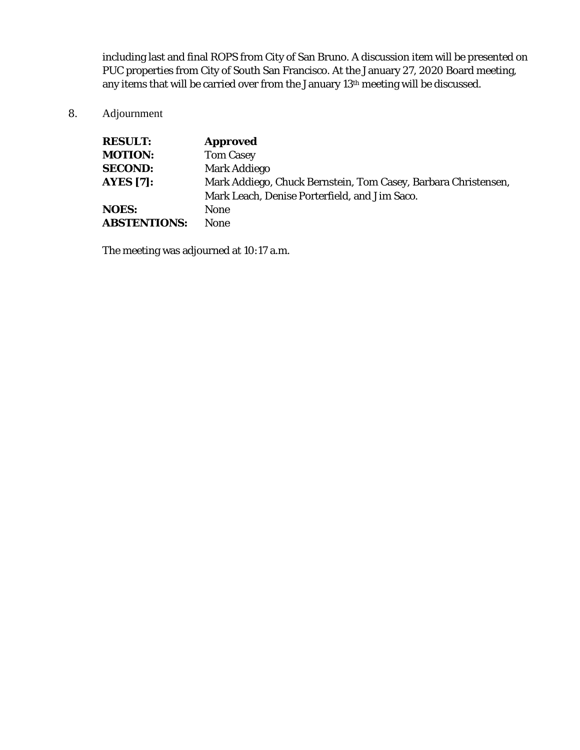including last and final ROPS from City of San Bruno. A discussion item will be presented on PUC properties from City of South San Francisco. At the January 27, 2020 Board meeting, any items that will be carried over from the January 13th meeting will be discussed.

8. Adjournment

| | |
|---|---|
| **RESULT:** | **Approved** |
| **MOTION:** | Tom Casey |
| **SECOND:** | Mark Addiego |
| **AYES [7]:** | Mark Addiego, Chuck Bernstein, Tom Casey, Barbara Christensen, Mark Leach, Denise Porterfield, and Jim Saco. |
| **NOES:** | None |
| **ABSTENTIONS:** | None |

The meeting was adjourned at 10:17 a.m.